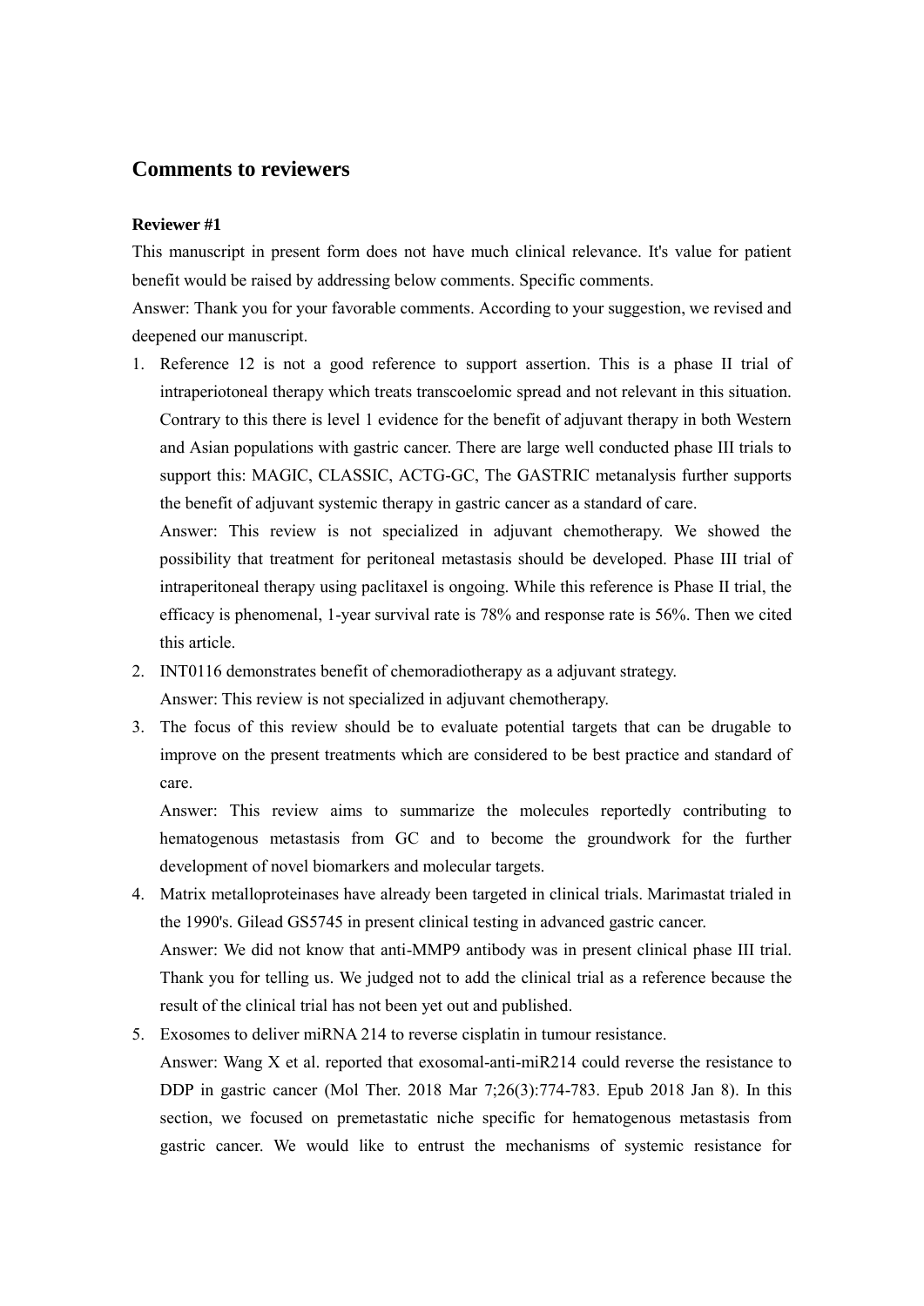## Comments to reviewers

**Reviewer #1**

This manuscript in present form does not have much clinical relevance. It's value for patient benefit would be raised by addressing below comments. Specific comments.

Answer: Thank you for your favorable comments. According to your suggestion, we revised and deepened our manuscript.

1. Reference 12 is not a good reference to support assertion. This is a phase II trial of intraperiotoneal therapy which treats transcoelomic spread and not relevant in this situation. Contrary to this there is level 1 evidence for the benefit of adjuvant therapy in both Western and Asian populations with gastric cancer. There are large well conducted phase III trials to support this: MAGIC, CLASSIC, ACTG-GC, The GASTRIC metanalysis further supports the benefit of adjuvant systemic therapy in gastric cancer as a standard of care.

   Answer: This review is not specialized in adjuvant chemotherapy. We showed the possibility that treatment for peritoneal metastasis should be developed. Phase III trial of intraperitoneal therapy using paclitaxel is ongoing. While this reference is Phase II trial, the efficacy is phenomenal, 1-year survival rate is 78% and response rate is 56%. Then we cited this article.

2. INT0116 demonstrates benefit of chemoradiotherapy as a adjuvant strategy.

   Answer: This review is not specialized in adjuvant chemotherapy.

3. The focus of this review should be to evaluate potential targets that can be drugable to improve on the present treatments which are considered to be best practice and standard of care.

   Answer: This review aims to summarize the molecules reportedly contributing to hematogenous metastasis from GC and to become the groundwork for the further development of novel biomarkers and molecular targets.

4. Matrix metalloproteinases have already been targeted in clinical trials. Marimastat trialed in the 1990's. Gilead GS5745 in present clinical testing in advanced gastric cancer.

   Answer: We did not know that anti-MMP9 antibody was in present clinical phase III trial. Thank you for telling us. We judged not to add the clinical trial as a reference because the result of the clinical trial has not been yet out and published.

5. Exosomes to deliver miRNA 214 to reverse cisplatin in tumour resistance.

   Answer: Wang X et al. reported that exosomal-anti-miR214 could reverse the resistance to DDP in gastric cancer (Mol Ther. 2018 Mar 7;26(3):774-783. Epub 2018 Jan 8). In this section, we focused on premetastatic niche specific for hematogenous metastasis from gastric cancer. We would like to entrust the mechanisms of systemic resistance for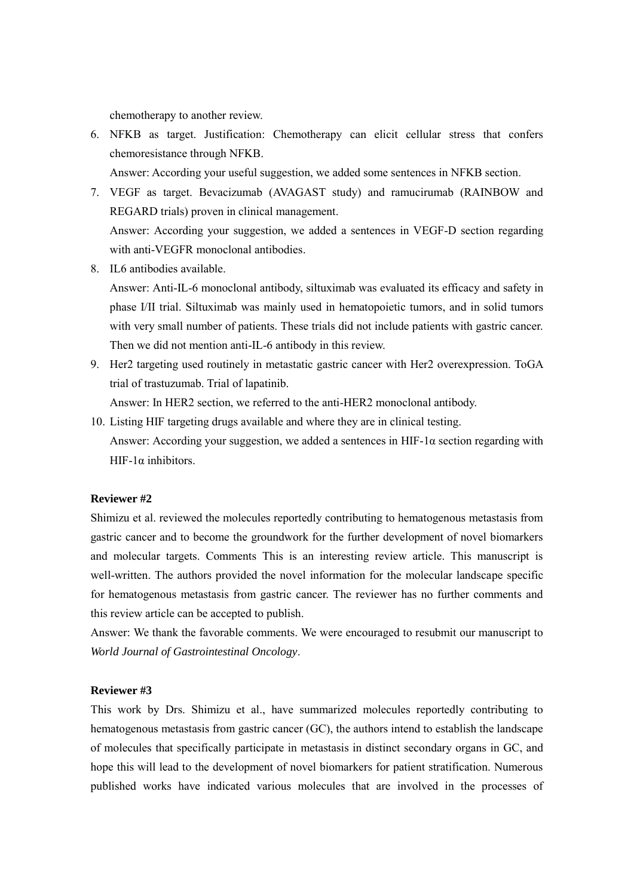chemotherapy to another review.

6. NFKB as target. Justification: Chemotherapy can elicit cellular stress that confers chemoresistance through NFKB.

   Answer: According your useful suggestion, we added some sentences in NFKB section.

7. VEGF as target. Bevacizumab (AVAGAST study) and ramucirumab (RAINBOW and REGARD trials) proven in clinical management.

   Answer: According your suggestion, we added a sentences in VEGF-D section regarding with anti-VEGFR monoclonal antibodies.

8. IL6 antibodies available.

   Answer: Anti-IL-6 monoclonal antibody, siltuximab was evaluated its efficacy and safety in phase I/II trial. Siltuximab was mainly used in hematopoietic tumors, and in solid tumors with very small number of patients. These trials did not include patients with gastric cancer. Then we did not mention anti-IL-6 antibody in this review.

9. Her2 targeting used routinely in metastatic gastric cancer with Her2 overexpression. ToGA trial of trastuzumab. Trial of lapatinib.

   Answer: In HER2 section, we referred to the anti-HER2 monoclonal antibody.

10. Listing HIF targeting drugs available and where they are in clinical testing.

    Answer: According your suggestion, we added a sentences in HIF-1α section regarding with HIF-1α inhibitors.

**Reviewer #2**

Shimizu et al. reviewed the molecules reportedly contributing to hematogenous metastasis from gastric cancer and to become the groundwork for the further development of novel biomarkers and molecular targets. Comments This is an interesting review article. This manuscript is well-written. The authors provided the novel information for the molecular landscape specific for hematogenous metastasis from gastric cancer. The reviewer has no further comments and this review article can be accepted to publish.

Answer: We thank the favorable comments. We were encouraged to resubmit our manuscript to *World Journal of Gastrointestinal Oncology*.

**Reviewer #3**

This work by Drs. Shimizu et al., have summarized molecules reportedly contributing to hematogenous metastasis from gastric cancer (GC), the authors intend to establish the landscape of molecules that specifically participate in metastasis in distinct secondary organs in GC, and hope this will lead to the development of novel biomarkers for patient stratification. Numerous published works have indicated various molecules that are involved in the processes of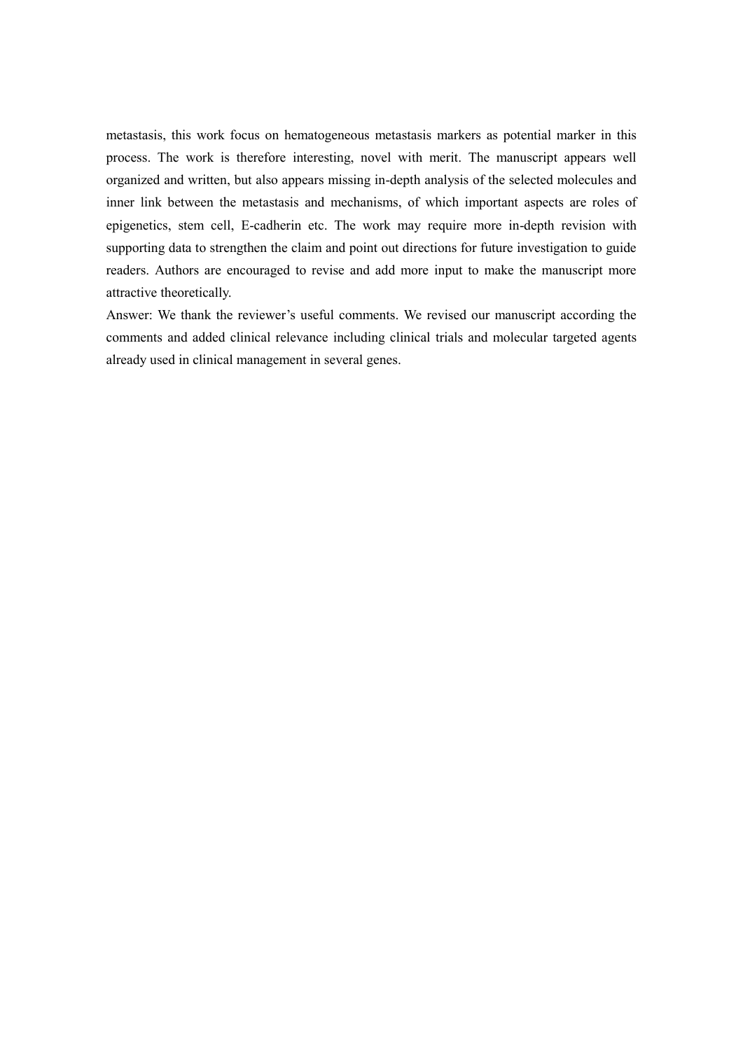metastasis, this work focus on hematogeneous metastasis markers as potential marker in this process. The work is therefore interesting, novel with merit. The manuscript appears well organized and written, but also appears missing in-depth analysis of the selected molecules and inner link between the metastasis and mechanisms, of which important aspects are roles of epigenetics, stem cell, E-cadherin etc. The work may require more in-depth revision with supporting data to strengthen the claim and point out directions for future investigation to guide readers. Authors are encouraged to revise and add more input to make the manuscript more attractive theoretically.

Answer: We thank the reviewer's useful comments. We revised our manuscript according the comments and added clinical relevance including clinical trials and molecular targeted agents already used in clinical management in several genes.